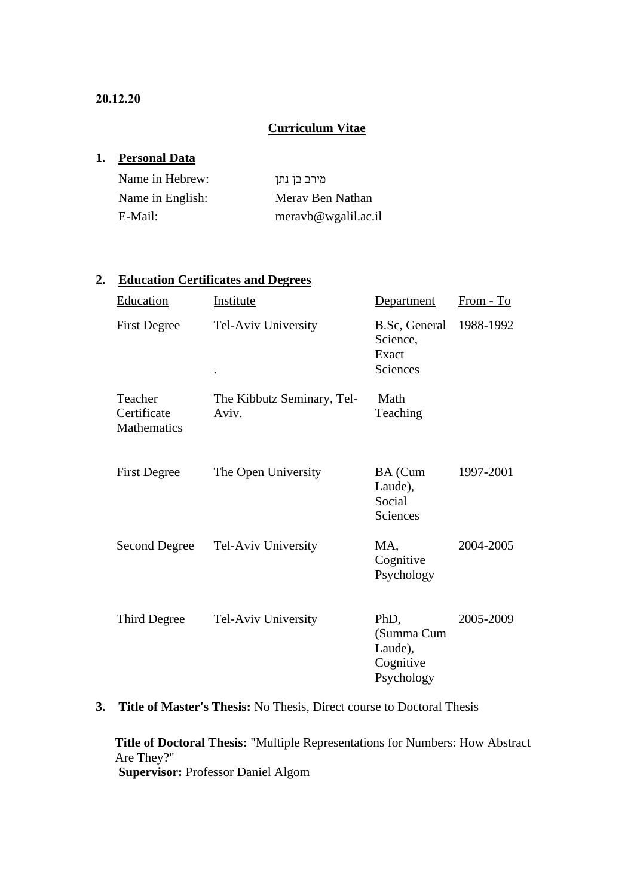**20.12.20**

# Curriculum Vitae

## 1. Personal Data

| | |
|---|---|
| Name in Hebrew: | מירב בן נתן |
| Name in English: | Merav Ben Nathan |
| E-Mail: | meravb@wgalil.ac.il |

## 2. Education Certificates and Degrees

| Education | Institute | Department | From - To |
|---|---|---|---|
| First Degree | Tel-Aviv University . | B.Sc, General Science, Exact Sciences | 1988-1992 |
| Teacher Certificate Mathematics | The Kibbutz Seminary, Tel-Aviv. | Math Teaching | |
| First Degree | The Open University | BA (Cum Laude), Social Sciences | 1997-2001 |
| Second Degree | Tel-Aviv University | MA, Cognitive Psychology | 2004-2005 |
| Third Degree | Tel-Aviv University | PhD, (Summa Cum Laude), Cognitive Psychology | 2005-2009 |

## 3. **Title of Master's Thesis:** No Thesis, Direct course to Doctoral Thesis

**Title of Doctoral Thesis:** "Multiple Representations for Numbers: How Abstract Are They?"
**Supervisor:** Professor Daniel Algom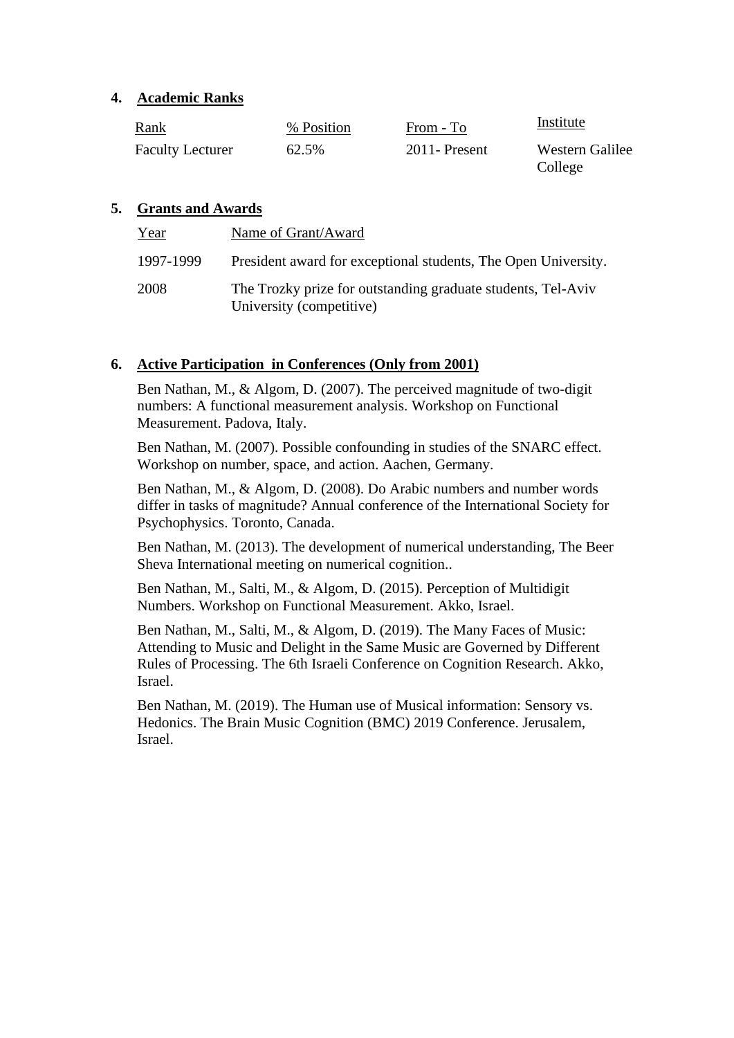## 4. Academic Ranks

| Rank | % Position | From - To | Institute |
|---|---|---|---|
| Faculty Lecturer | 62.5% | 2011- Present | Western Galilee College |

## 5. Grants and Awards

| Year | Name of Grant/Award |
|---|---|
| 1997-1999 | President award for exceptional students, The Open University. |
| 2008 | The Trozky prize for outstanding graduate students, Tel-Aviv University (competitive) |

## 6. Active Participation in Conferences (Only from 2001)

Ben Nathan, M., & Algom, D. (2007). The perceived magnitude of two-digit numbers: A functional measurement analysis. Workshop on Functional Measurement. Padova, Italy.

Ben Nathan, M. (2007). Possible confounding in studies of the SNARC effect. Workshop on number, space, and action. Aachen, Germany.

Ben Nathan, M., & Algom, D. (2008). Do Arabic numbers and number words differ in tasks of magnitude? Annual conference of the International Society for Psychophysics. Toronto, Canada.

Ben Nathan, M. (2013). The development of numerical understanding, The Beer Sheva International meeting on numerical cognition..

Ben Nathan, M., Salti, M., & Algom, D. (2015). Perception of Multidigit Numbers. Workshop on Functional Measurement. Akko, Israel.

Ben Nathan, M., Salti, M., & Algom, D. (2019). The Many Faces of Music: Attending to Music and Delight in the Same Music are Governed by Different Rules of Processing. The 6th Israeli Conference on Cognition Research. Akko, Israel.

Ben Nathan, M. (2019). The Human use of Musical information: Sensory vs. Hedonics. The Brain Music Cognition (BMC) 2019 Conference. Jerusalem, Israel.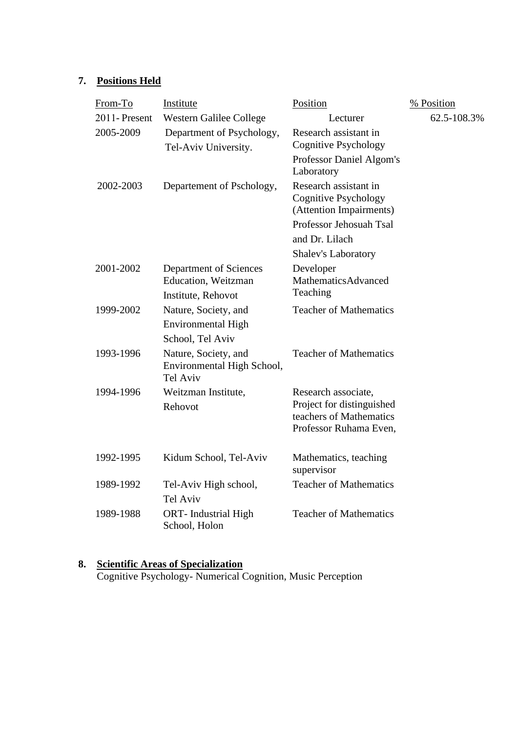## 7. Positions Held

| From-To | Institute | Position | % Position |
|---|---|---|---|
| 2011- Present | Western Galilee College | Lecturer | 62.5-108.3% |
| 2005-2009 | Department of Psychology, Tel-Aviv University. | Research assistant in Cognitive Psychology Professor Daniel Algom's Laboratory | |
| 2002-2003 | Departement of Pschology, | Research assistant in Cognitive Psychology (Attention Impairments) Professor Jehosuah Tsal and Dr. Lilach Shalev's Laboratory | |
| 2001-2002 | Department of Sciences Education, Weitzman Institute, Rehovot | Developer MathematicsAdvanced Teaching | |
| 1999-2002 | Nature, Society, and Environmental High School, Tel Aviv | Teacher of Mathematics | |
| 1993-1996 | Nature, Society, and Environmental High School, Tel Aviv | Teacher of Mathematics | |
| 1994-1996 | Weitzman Institute, Rehovot | Research associate, Project for distinguished teachers of Mathematics Professor Ruhama Even, | |
| 1992-1995 | Kidum School, Tel-Aviv | Mathematics, teaching supervisor | |
| 1989-1992 | Tel-Aviv High school, Tel Aviv | Teacher of Mathematics | |
| 1989-1988 | ORT- Industrial High School, Holon | Teacher of Mathematics | |

## 8. Scientific Areas of Specialization

Cognitive Psychology- Numerical Cognition, Music Perception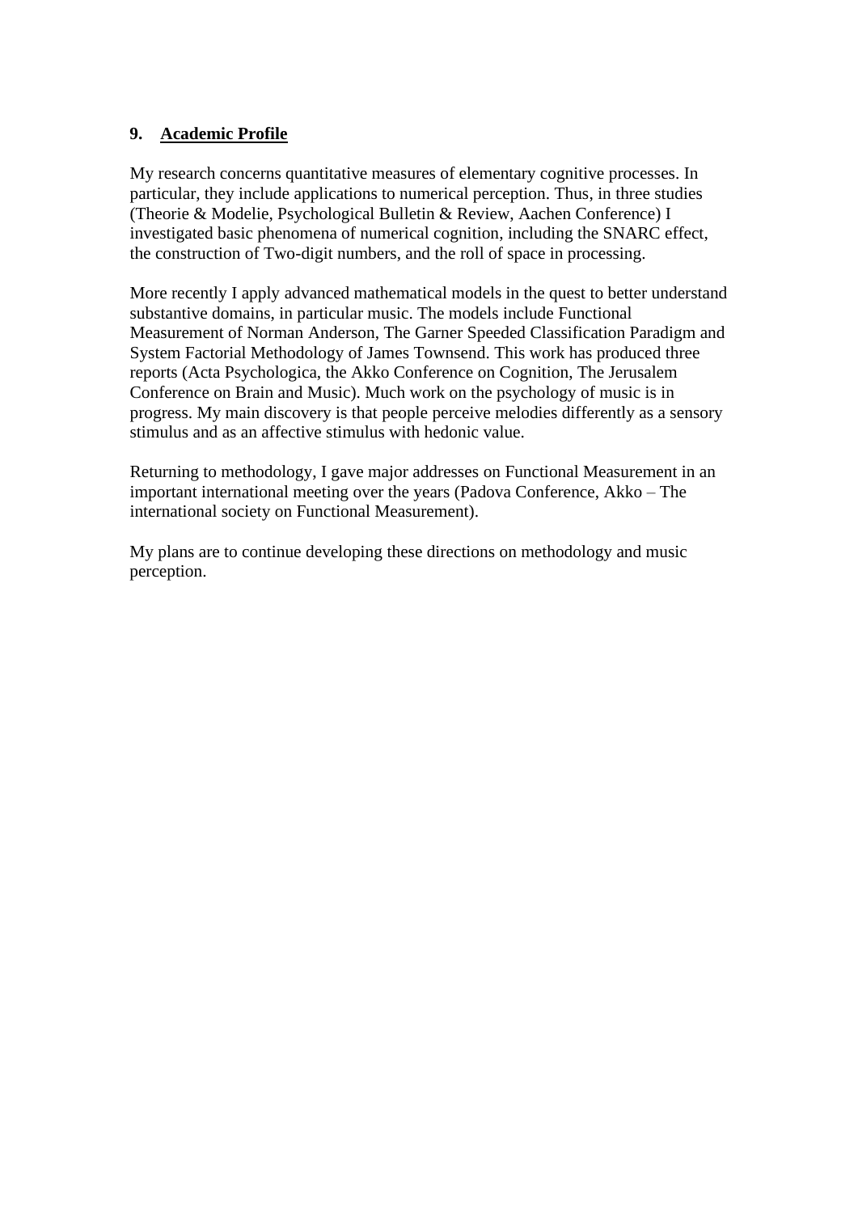## 9. Academic Profile

My research concerns quantitative measures of elementary cognitive processes. In particular, they include applications to numerical perception. Thus, in three studies (Theorie & Modelie, Psychological Bulletin & Review, Aachen Conference) I investigated basic phenomena of numerical cognition, including the SNARC effect, the construction of Two-digit numbers, and the roll of space in processing.

More recently I apply advanced mathematical models in the quest to better understand substantive domains, in particular music. The models include Functional Measurement of Norman Anderson, The Garner Speeded Classification Paradigm and System Factorial Methodology of James Townsend. This work has produced three reports (Acta Psychologica, the Akko Conference on Cognition, The Jerusalem Conference on Brain and Music). Much work on the psychology of music is in progress. My main discovery is that people perceive melodies differently as a sensory stimulus and as an affective stimulus with hedonic value.

Returning to methodology, I gave major addresses on Functional Measurement in an important international meeting over the years (Padova Conference, Akko – The international society on Functional Measurement).

My plans are to continue developing these directions on methodology and music perception.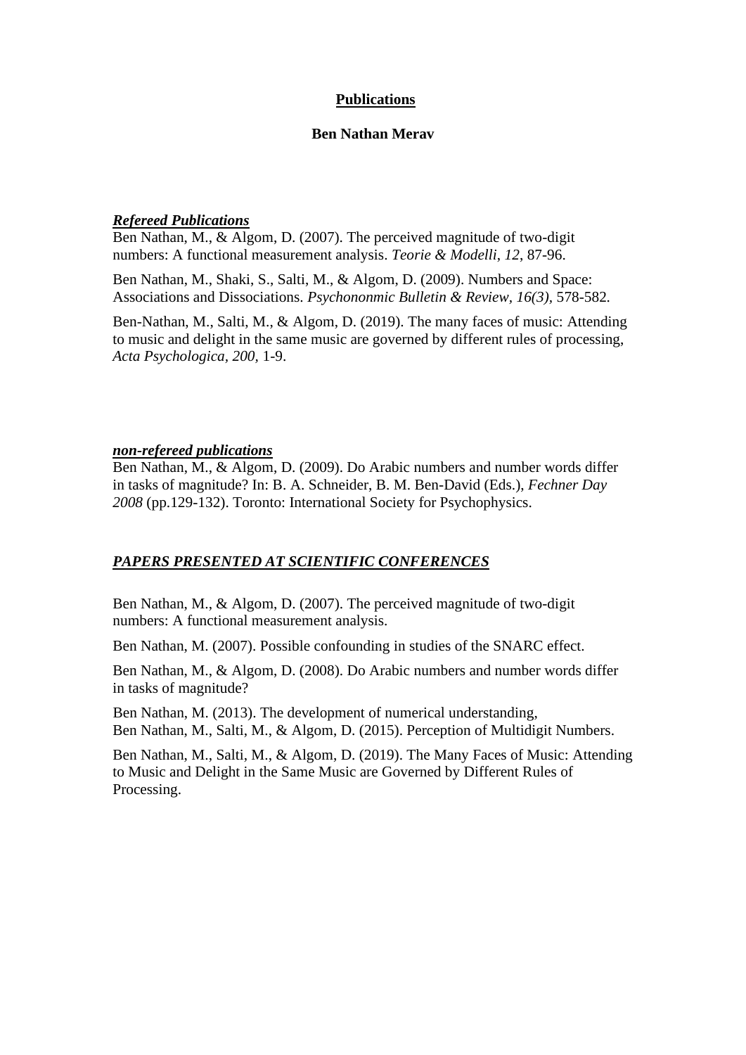# Publications

## Ben Nathan Merav

***Refereed Publications***

Ben Nathan, M., & Algom, D. (2007). The perceived magnitude of two-digit numbers: A functional measurement analysis. *Teorie & Modelli*, *12*, 87-96.

Ben Nathan, M., Shaki, S., Salti, M., & Algom, D. (2009). Numbers and Space: Associations and Dissociations. *Psychononmic Bulletin & Review, 16(3)*, 578-582*.*

Ben-Nathan, M., Salti, M., & Algom, D. (2019). The many faces of music: Attending to music and delight in the same music are governed by different rules of processing, *Acta Psychologica, 200*, 1-9.

***non-refereed publications***

Ben Nathan, M., & Algom, D. (2009). Do Arabic numbers and number words differ in tasks of magnitude? In: B. A. Schneider, B. M. Ben-David (Eds.), *Fechner Day 2008* (pp.129-132). Toronto: International Society for Psychophysics.

***PAPERS PRESENTED AT SCIENTIFIC CONFERENCES***

Ben Nathan, M., & Algom, D. (2007). The perceived magnitude of two-digit numbers: A functional measurement analysis.

Ben Nathan, M. (2007). Possible confounding in studies of the SNARC effect.

Ben Nathan, M., & Algom, D. (2008). Do Arabic numbers and number words differ in tasks of magnitude?

Ben Nathan, M. (2013). The development of numerical understanding,
Ben Nathan, M., Salti, M., & Algom, D. (2015). Perception of Multidigit Numbers.

Ben Nathan, M., Salti, M., & Algom, D. (2019). The Many Faces of Music: Attending to Music and Delight in the Same Music are Governed by Different Rules of Processing.